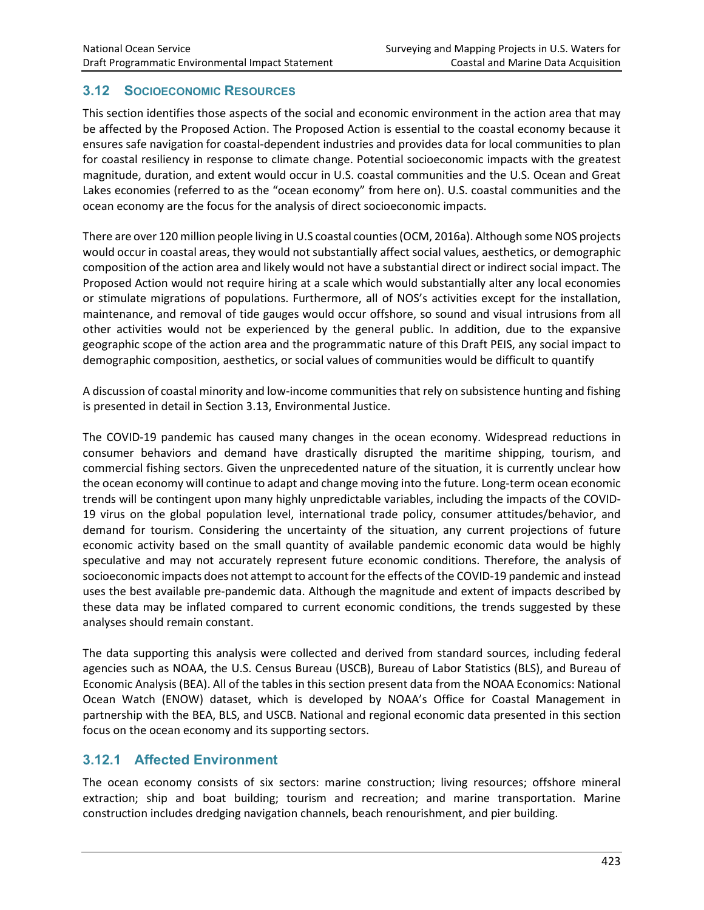## 3.12 SOCIOECONOMIC RESOURCES

This section identifies those aspects of the social and economic environment in the action area that may be affected by the Proposed Action. The Proposed Action is essential to the coastal economy because it ensures safe navigation for coastal-dependent industries and provides data for local communities to plan for coastal resiliency in response to climate change. Potential socioeconomic impacts with the greatest magnitude, duration, and extent would occur in U.S. coastal communities and the U.S. Ocean and Great Lakes economies (referred to as the "ocean economy" from here on). U.S. coastal communities and the ocean economy are the focus for the analysis of direct socioeconomic impacts.

There are over 120 million people living in U.S coastal counties (OCM, 2016a). Although some NOS projects would occur in coastal areas, they would not substantially affect social values, aesthetics, or demographic composition of the action area and likely would not have a substantial direct or indirect social impact. The Proposed Action would not require hiring at a scale which would substantially alter any local economies or stimulate migrations of populations. Furthermore, all of NOS's activities except for the installation, maintenance, and removal of tide gauges would occur offshore, so sound and visual intrusions from all other activities would not be experienced by the general public. In addition, due to the expansive geographic scope of the action area and the programmatic nature of this Draft PEIS, any social impact to demographic composition, aesthetics, or social values of communities would be difficult to quantify

A discussion of coastal minority and low-income communities that rely on subsistence hunting and fishing is presented in detail in Section 3.13, Environmental Justice.

The COVID-19 pandemic has caused many changes in the ocean economy. Widespread reductions in consumer behaviors and demand have drastically disrupted the maritime shipping, tourism, and commercial fishing sectors. Given the unprecedented nature of the situation, it is currently unclear how the ocean economy will continue to adapt and change moving into the future. Long-term ocean economic trends will be contingent upon many highly unpredictable variables, including the impacts of the COVID-19 virus on the global population level, international trade policy, consumer attitudes/behavior, and demand for tourism. Considering the uncertainty of the situation, any current projections of future economic activity based on the small quantity of available pandemic economic data would be highly speculative and may not accurately represent future economic conditions. Therefore, the analysis of socioeconomic impacts does not attempt to account for the effects of the COVID-19 pandemic and instead uses the best available pre-pandemic data. Although the magnitude and extent of impacts described by these data may be inflated compared to current economic conditions, the trends suggested by these analyses should remain constant.

The data supporting this analysis were collected and derived from standard sources, including federal agencies such as NOAA, the U.S. Census Bureau (USCB), Bureau of Labor Statistics (BLS), and Bureau of Economic Analysis (BEA). All of the tables in this section present data from the NOAA Economics: National Ocean Watch (ENOW) dataset, which is developed by NOAA's Office for Coastal Management in partnership with the BEA, BLS, and USCB. National and regional economic data presented in this section focus on the ocean economy and its supporting sectors.

### 3.12.1 Affected Environment

The ocean economy consists of six sectors: marine construction; living resources; offshore mineral extraction; ship and boat building; tourism and recreation; and marine transportation. Marine construction includes dredging navigation channels, beach renourishment, and pier building.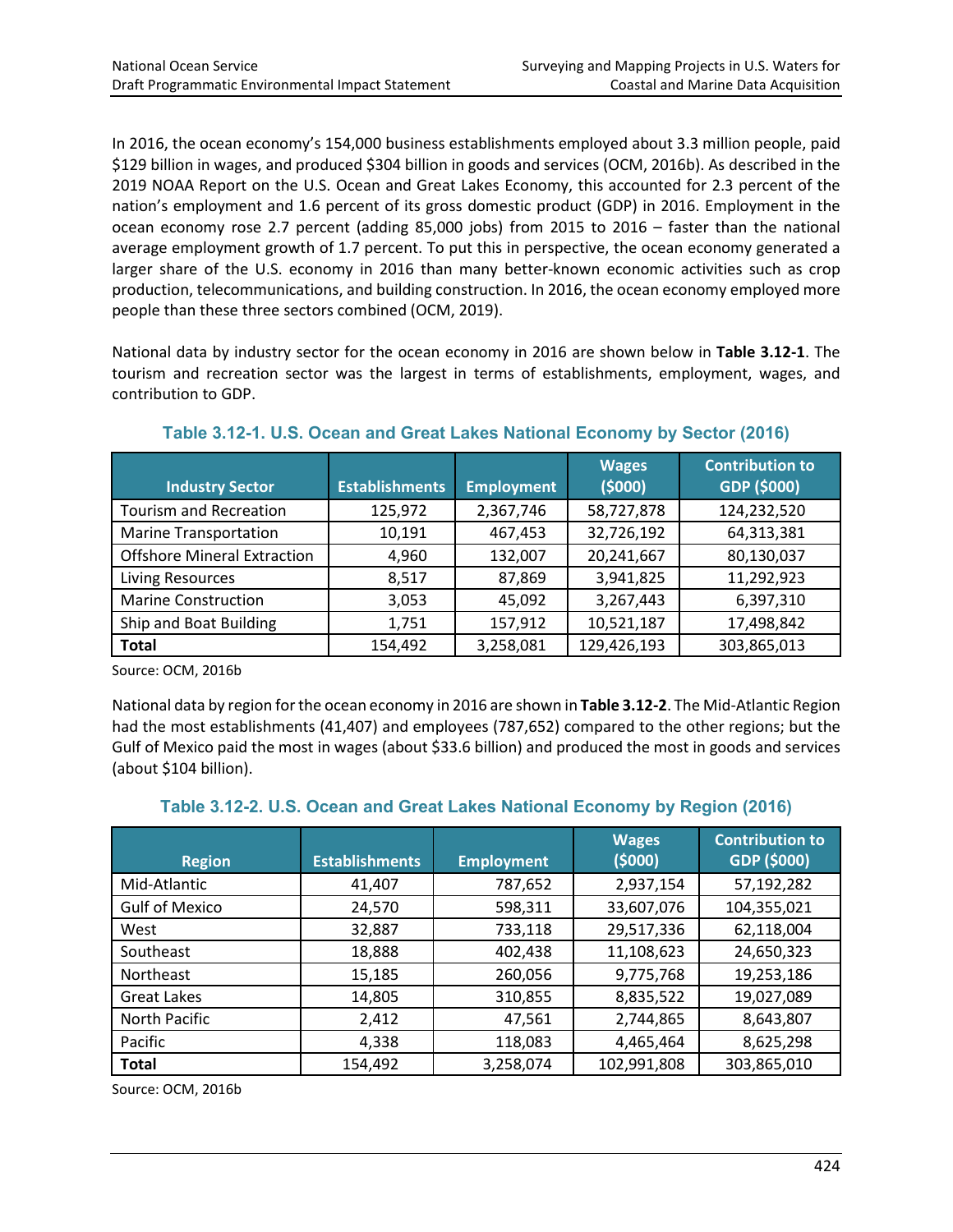In 2016, the ocean economy's 154,000 business establishments employed about 3.3 million people, paid $129 billion in wages, and produced $304 billion in goods and services (OCM, 2016b). As described in the 2019 NOAA Report on the U.S. Ocean and Great Lakes Economy, this accounted for 2.3 percent of the nation's employment and 1.6 percent of its gross domestic product (GDP) in 2016. Employment in the ocean economy rose 2.7 percent (adding 85,000 jobs) from 2015 to 2016 – faster than the national average employment growth of 1.7 percent. To put this in perspective, the ocean economy generated a larger share of the U.S. economy in 2016 than many better-known economic activities such as crop production, telecommunications, and building construction. In 2016, the ocean economy employed more people than these three sectors combined (OCM, 2019).

National data by industry sector for the ocean economy in 2016 are shown below in **Table 3.12-1**. The tourism and recreation sector was the largest in terms of establishments, employment, wages, and contribution to GDP.

**Table 3.12-1. U.S. Ocean and Great Lakes National Economy by Sector (2016)**

| Industry Sector | Establishments | Employment | Wages ($000) | Contribution to GDP ($000) |
|---|---|---|---|---|
| Tourism and Recreation | 125,972 | 2,367,746 | 58,727,878 | 124,232,520 |
| Marine Transportation | 10,191 | 467,453 | 32,726,192 | 64,313,381 |
| Offshore Mineral Extraction | 4,960 | 132,007 | 20,241,667 | 80,130,037 |
| Living Resources | 8,517 | 87,869 | 3,941,825 | 11,292,923 |
| Marine Construction | 3,053 | 45,092 | 3,267,443 | 6,397,310 |
| Ship and Boat Building | 1,751 | 157,912 | 10,521,187 | 17,498,842 |
| **Total** | 154,492 | 3,258,081 | 129,426,193 | 303,865,013 |

Source: OCM, 2016b

National data by region for the ocean economy in 2016 are shown in **Table 3.12-2**. The Mid-Atlantic Region had the most establishments (41,407) and employees (787,652) compared to the other regions; but the Gulf of Mexico paid the most in wages (about $33.6 billion) and produced the most in goods and services (about $104 billion).

**Table 3.12-2. U.S. Ocean and Great Lakes National Economy by Region (2016)**

| Region | Establishments | Employment | Wages ($000) | Contribution to GDP ($000) |
|---|---|---|---|---|
| Mid-Atlantic | 41,407 | 787,652 | 2,937,154 | 57,192,282 |
| Gulf of Mexico | 24,570 | 598,311 | 33,607,076 | 104,355,021 |
| West | 32,887 | 733,118 | 29,517,336 | 62,118,004 |
| Southeast | 18,888 | 402,438 | 11,108,623 | 24,650,323 |
| Northeast | 15,185 | 260,056 | 9,775,768 | 19,253,186 |
| Great Lakes | 14,805 | 310,855 | 8,835,522 | 19,027,089 |
| North Pacific | 2,412 | 47,561 | 2,744,865 | 8,643,807 |
| Pacific | 4,338 | 118,083 | 4,465,464 | 8,625,298 |
| **Total** | 154,492 | 3,258,074 | 102,991,808 | 303,865,010 |

Source: OCM, 2016b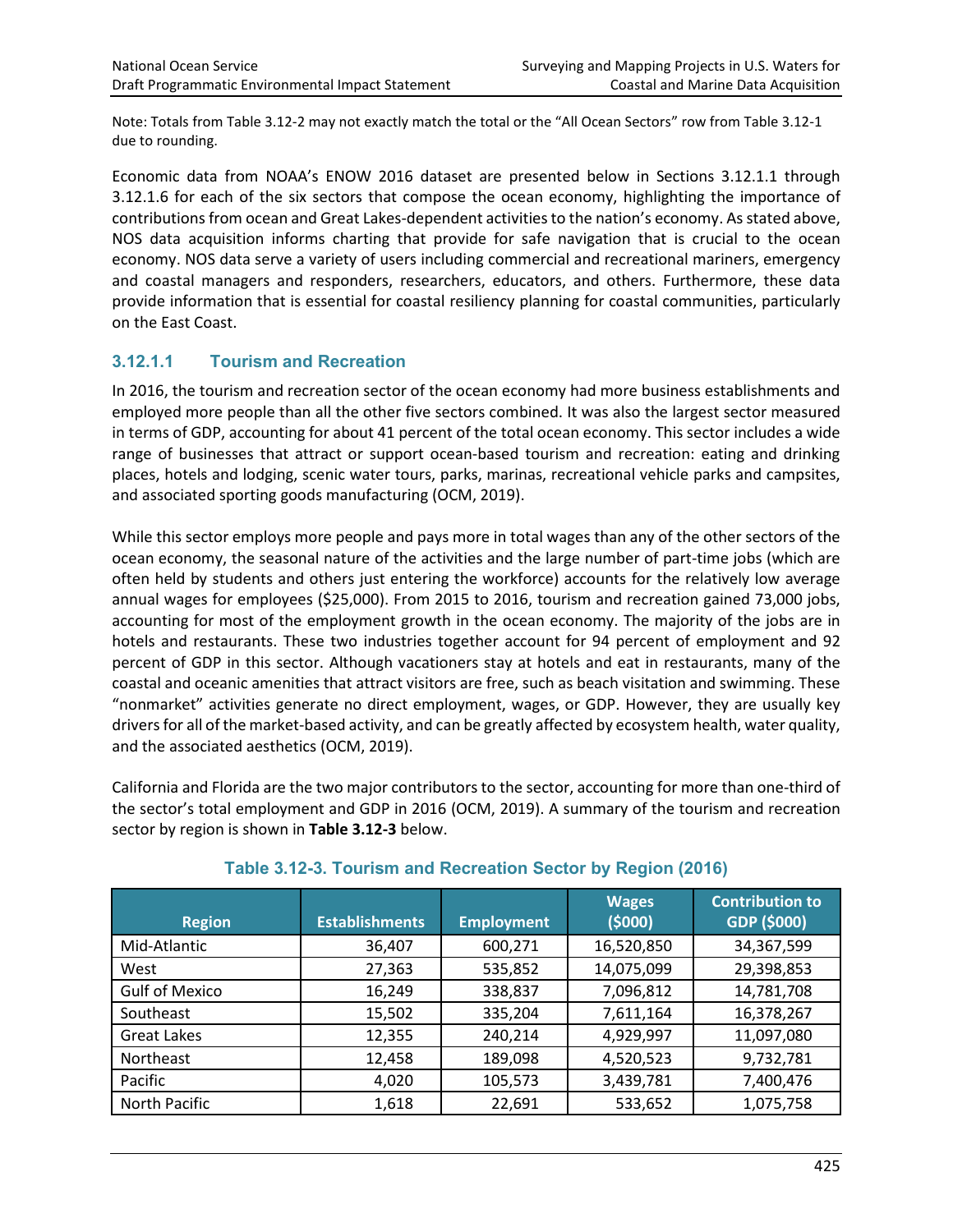Note: Totals from Table 3.12-2 may not exactly match the total or the "All Ocean Sectors" row from Table 3.12-1 due to rounding.

Economic data from NOAA's ENOW 2016 dataset are presented below in Sections 3.12.1.1 through 3.12.1.6 for each of the six sectors that compose the ocean economy, highlighting the importance of contributions from ocean and Great Lakes-dependent activities to the nation's economy. As stated above, NOS data acquisition informs charting that provide for safe navigation that is crucial to the ocean economy. NOS data serve a variety of users including commercial and recreational mariners, emergency and coastal managers and responders, researchers, educators, and others. Furthermore, these data provide information that is essential for coastal resiliency planning for coastal communities, particularly on the East Coast.

#### 3.12.1.1 Tourism and Recreation

In 2016, the tourism and recreation sector of the ocean economy had more business establishments and employed more people than all the other five sectors combined. It was also the largest sector measured in terms of GDP, accounting for about 41 percent of the total ocean economy. This sector includes a wide range of businesses that attract or support ocean-based tourism and recreation: eating and drinking places, hotels and lodging, scenic water tours, parks, marinas, recreational vehicle parks and campsites, and associated sporting goods manufacturing (OCM, 2019).

While this sector employs more people and pays more in total wages than any of the other sectors of the ocean economy, the seasonal nature of the activities and the large number of part-time jobs (which are often held by students and others just entering the workforce) accounts for the relatively low average annual wages for employees ($25,000). From 2015 to 2016, tourism and recreation gained 73,000 jobs, accounting for most of the employment growth in the ocean economy. The majority of the jobs are in hotels and restaurants. These two industries together account for 94 percent of employment and 92 percent of GDP in this sector. Although vacationers stay at hotels and eat in restaurants, many of the coastal and oceanic amenities that attract visitors are free, such as beach visitation and swimming. These "nonmarket" activities generate no direct employment, wages, or GDP. However, they are usually key drivers for all of the market-based activity, and can be greatly affected by ecosystem health, water quality, and the associated aesthetics (OCM, 2019).

California and Florida are the two major contributors to the sector, accounting for more than one-third of the sector's total employment and GDP in 2016 (OCM, 2019). A summary of the tourism and recreation sector by region is shown in **Table 3.12-3** below.

**Table 3.12-3. Tourism and Recreation Sector by Region (2016)**

| Region | Establishments | Employment | Wages ($000) | Contribution to GDP ($000) |
|---|---|---|---|---|
| Mid-Atlantic | 36,407 | 600,271 | 16,520,850 | 34,367,599 |
| West | 27,363 | 535,852 | 14,075,099 | 29,398,853 |
| Gulf of Mexico | 16,249 | 338,837 | 7,096,812 | 14,781,708 |
| Southeast | 15,502 | 335,204 | 7,611,164 | 16,378,267 |
| Great Lakes | 12,355 | 240,214 | 4,929,997 | 11,097,080 |
| Northeast | 12,458 | 189,098 | 4,520,523 | 9,732,781 |
| Pacific | 4,020 | 105,573 | 3,439,781 | 7,400,476 |
| North Pacific | 1,618 | 22,691 | 533,652 | 1,075,758 |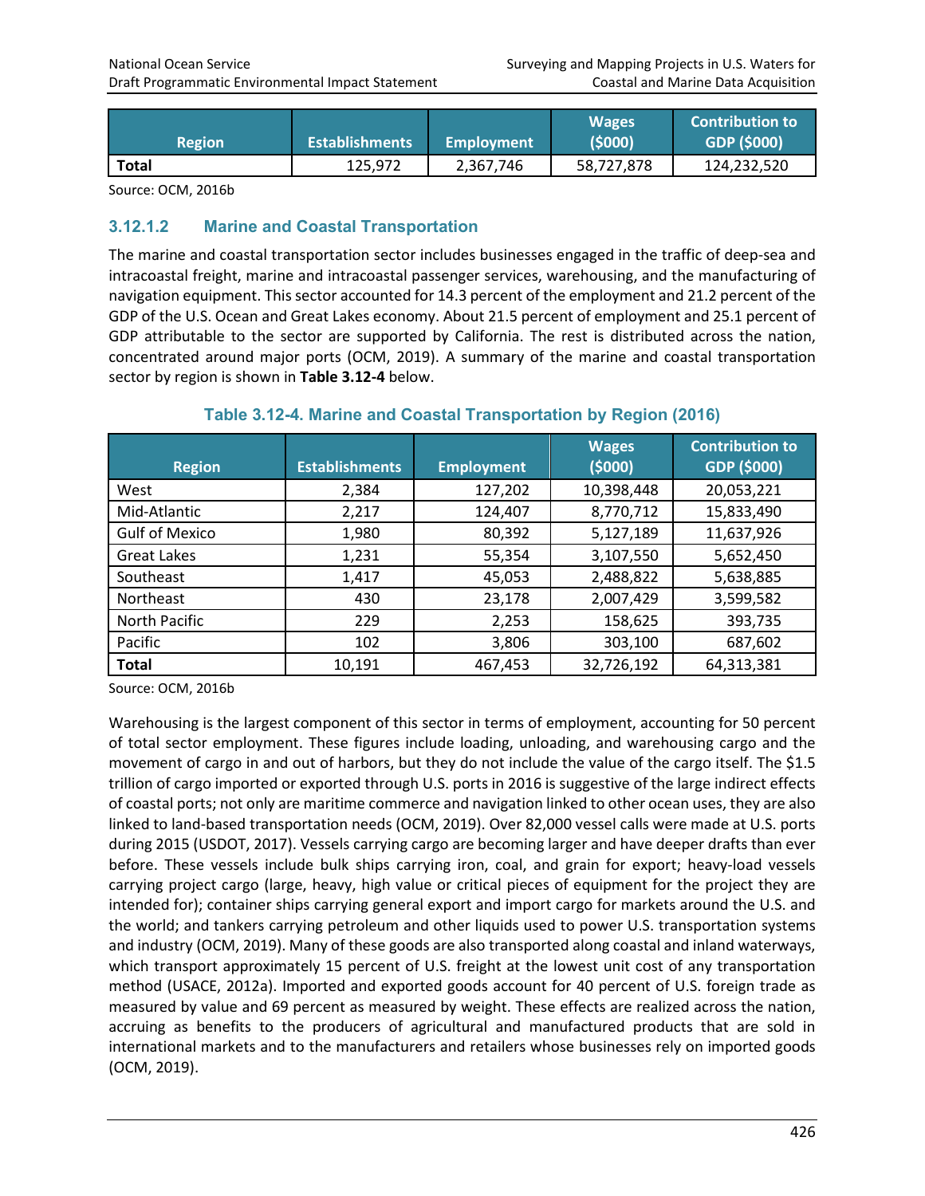| Region | Establishments | Employment | Wages ($000) | Contribution to GDP ($000) |
|---|---|---|---|---|
| **Total** | 125,972 | 2,367,746 | 58,727,878 | 124,232,520 |

Source: OCM, 2016b

#### 3.12.1.2 Marine and Coastal Transportation

The marine and coastal transportation sector includes businesses engaged in the traffic of deep-sea and intracoastal freight, marine and intracoastal passenger services, warehousing, and the manufacturing of navigation equipment. This sector accounted for 14.3 percent of the employment and 21.2 percent of the GDP of the U.S. Ocean and Great Lakes economy. About 21.5 percent of employment and 25.1 percent of GDP attributable to the sector are supported by California. The rest is distributed across the nation, concentrated around major ports (OCM, 2019). A summary of the marine and coastal transportation sector by region is shown in **Table 3.12-4** below.

**Table 3.12-4. Marine and Coastal Transportation by Region (2016)**

| Region | Establishments | Employment | Wages ($000) | Contribution to GDP ($000) |
|---|---|---|---|---|
| West | 2,384 | 127,202 | 10,398,448 | 20,053,221 |
| Mid-Atlantic | 2,217 | 124,407 | 8,770,712 | 15,833,490 |
| Gulf of Mexico | 1,980 | 80,392 | 5,127,189 | 11,637,926 |
| Great Lakes | 1,231 | 55,354 | 3,107,550 | 5,652,450 |
| Southeast | 1,417 | 45,053 | 2,488,822 | 5,638,885 |
| Northeast | 430 | 23,178 | 2,007,429 | 3,599,582 |
| North Pacific | 229 | 2,253 | 158,625 | 393,735 |
| Pacific | 102 | 3,806 | 303,100 | 687,602 |
| **Total** | 10,191 | 467,453 | 32,726,192 | 64,313,381 |

Source: OCM, 2016b

Warehousing is the largest component of this sector in terms of employment, accounting for 50 percent of total sector employment. These figures include loading, unloading, and warehousing cargo and the movement of cargo in and out of harbors, but they do not include the value of the cargo itself. The $1.5 trillion of cargo imported or exported through U.S. ports in 2016 is suggestive of the large indirect effects of coastal ports; not only are maritime commerce and navigation linked to other ocean uses, they are also linked to land-based transportation needs (OCM, 2019). Over 82,000 vessel calls were made at U.S. ports during 2015 (USDOT, 2017). Vessels carrying cargo are becoming larger and have deeper drafts than ever before. These vessels include bulk ships carrying iron, coal, and grain for export; heavy-load vessels carrying project cargo (large, heavy, high value or critical pieces of equipment for the project they are intended for); container ships carrying general export and import cargo for markets around the U.S. and the world; and tankers carrying petroleum and other liquids used to power U.S. transportation systems and industry (OCM, 2019). Many of these goods are also transported along coastal and inland waterways, which transport approximately 15 percent of U.S. freight at the lowest unit cost of any transportation method (USACE, 2012a). Imported and exported goods account for 40 percent of U.S. foreign trade as measured by value and 69 percent as measured by weight. These effects are realized across the nation, accruing as benefits to the producers of agricultural and manufactured products that are sold in international markets and to the manufacturers and retailers whose businesses rely on imported goods (OCM, 2019).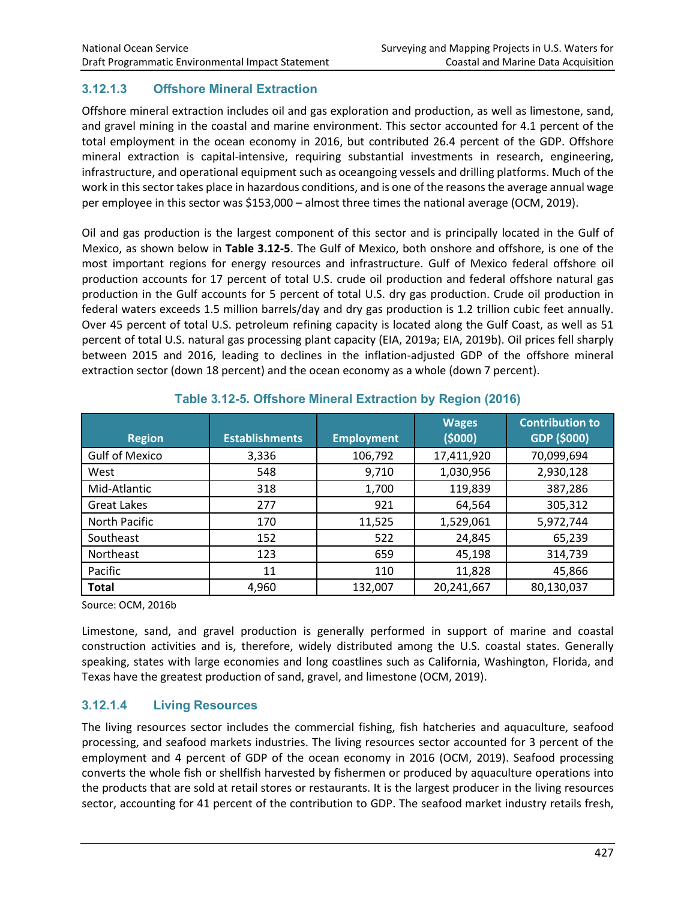### 3.12.1.3 Offshore Mineral Extraction

Offshore mineral extraction includes oil and gas exploration and production, as well as limestone, sand, and gravel mining in the coastal and marine environment. This sector accounted for 4.1 percent of the total employment in the ocean economy in 2016, but contributed 26.4 percent of the GDP. Offshore mineral extraction is capital-intensive, requiring substantial investments in research, engineering, infrastructure, and operational equipment such as oceangoing vessels and drilling platforms. Much of the work in this sector takes place in hazardous conditions, and is one of the reasons the average annual wage per employee in this sector was $153,000 – almost three times the national average (OCM, 2019).

Oil and gas production is the largest component of this sector and is principally located in the Gulf of Mexico, as shown below in **Table 3.12-5**. The Gulf of Mexico, both onshore and offshore, is one of the most important regions for energy resources and infrastructure. Gulf of Mexico federal offshore oil production accounts for 17 percent of total U.S. crude oil production and federal offshore natural gas production in the Gulf accounts for 5 percent of total U.S. dry gas production. Crude oil production in federal waters exceeds 1.5 million barrels/day and dry gas production is 1.2 trillion cubic feet annually. Over 45 percent of total U.S. petroleum refining capacity is located along the Gulf Coast, as well as 51 percent of total U.S. natural gas processing plant capacity (EIA, 2019a; EIA, 2019b). Oil prices fell sharply between 2015 and 2016, leading to declines in the inflation-adjusted GDP of the offshore mineral extraction sector (down 18 percent) and the ocean economy as a whole (down 7 percent).

**Table 3.12-5. Offshore Mineral Extraction by Region (2016)**

| Region | Establishments | Employment | Wages ($000) | Contribution to GDP ($000) |
|---|---|---|---|---|
| Gulf of Mexico | 3,336 | 106,792 | 17,411,920 | 70,099,694 |
| West | 548 | 9,710 | 1,030,956 | 2,930,128 |
| Mid-Atlantic | 318 | 1,700 | 119,839 | 387,286 |
| Great Lakes | 277 | 921 | 64,564 | 305,312 |
| North Pacific | 170 | 11,525 | 1,529,061 | 5,972,744 |
| Southeast | 152 | 522 | 24,845 | 65,239 |
| Northeast | 123 | 659 | 45,198 | 314,739 |
| Pacific | 11 | 110 | 11,828 | 45,866 |
| **Total** | 4,960 | 132,007 | 20,241,667 | 80,130,037 |

Source: OCM, 2016b

Limestone, sand, and gravel production is generally performed in support of marine and coastal construction activities and is, therefore, widely distributed among the U.S. coastal states. Generally speaking, states with large economies and long coastlines such as California, Washington, Florida, and Texas have the greatest production of sand, gravel, and limestone (OCM, 2019).

### 3.12.1.4 Living Resources

The living resources sector includes the commercial fishing, fish hatcheries and aquaculture, seafood processing, and seafood markets industries. The living resources sector accounted for 3 percent of the employment and 4 percent of GDP of the ocean economy in 2016 (OCM, 2019). Seafood processing converts the whole fish or shellfish harvested by fishermen or produced by aquaculture operations into the products that are sold at retail stores or restaurants. It is the largest producer in the living resources sector, accounting for 41 percent of the contribution to GDP. The seafood market industry retails fresh,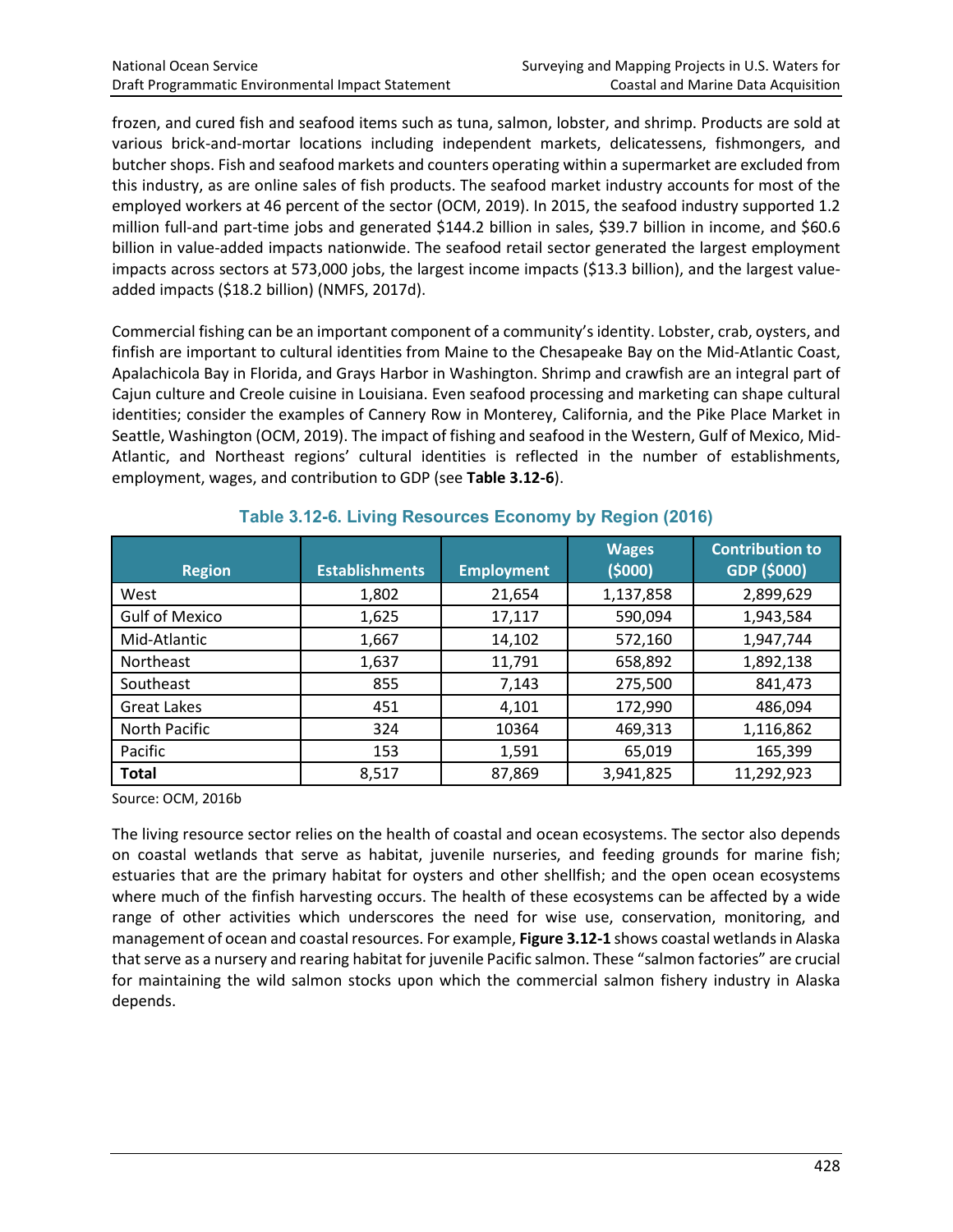frozen, and cured fish and seafood items such as tuna, salmon, lobster, and shrimp. Products are sold at various brick-and-mortar locations including independent markets, delicatessens, fishmongers, and butcher shops. Fish and seafood markets and counters operating within a supermarket are excluded from this industry, as are online sales of fish products. The seafood market industry accounts for most of the employed workers at 46 percent of the sector (OCM, 2019). In 2015, the seafood industry supported 1.2 million full-and part-time jobs and generated $144.2 billion in sales, $39.7 billion in income, and $60.6 billion in value-added impacts nationwide. The seafood retail sector generated the largest employment impacts across sectors at 573,000 jobs, the largest income impacts ($13.3 billion), and the largest value-added impacts ($18.2 billion) (NMFS, 2017d).

Commercial fishing can be an important component of a community's identity. Lobster, crab, oysters, and finfish are important to cultural identities from Maine to the Chesapeake Bay on the Mid-Atlantic Coast, Apalachicola Bay in Florida, and Grays Harbor in Washington. Shrimp and crawfish are an integral part of Cajun culture and Creole cuisine in Louisiana. Even seafood processing and marketing can shape cultural identities; consider the examples of Cannery Row in Monterey, California, and the Pike Place Market in Seattle, Washington (OCM, 2019). The impact of fishing and seafood in the Western, Gulf of Mexico, Mid-Atlantic, and Northeast regions' cultural identities is reflected in the number of establishments, employment, wages, and contribution to GDP (see **Table 3.12-6**).

**Table 3.12-6. Living Resources Economy by Region (2016)**

| Region | Establishments | Employment | Wages ($000) | Contribution to GDP ($000) |
|---|---|---|---|---|
| West | 1,802 | 21,654 | 1,137,858 | 2,899,629 |
| Gulf of Mexico | 1,625 | 17,117 | 590,094 | 1,943,584 |
| Mid-Atlantic | 1,667 | 14,102 | 572,160 | 1,947,744 |
| Northeast | 1,637 | 11,791 | 658,892 | 1,892,138 |
| Southeast | 855 | 7,143 | 275,500 | 841,473 |
| Great Lakes | 451 | 4,101 | 172,990 | 486,094 |
| North Pacific | 324 | 10364 | 469,313 | 1,116,862 |
| Pacific | 153 | 1,591 | 65,019 | 165,399 |
| **Total** | 8,517 | 87,869 | 3,941,825 | 11,292,923 |

Source: OCM, 2016b

The living resource sector relies on the health of coastal and ocean ecosystems. The sector also depends on coastal wetlands that serve as habitat, juvenile nurseries, and feeding grounds for marine fish; estuaries that are the primary habitat for oysters and other shellfish; and the open ocean ecosystems where much of the finfish harvesting occurs. The health of these ecosystems can be affected by a wide range of other activities which underscores the need for wise use, conservation, monitoring, and management of ocean and coastal resources. For example, **Figure 3.12-1** shows coastal wetlands in Alaska that serve as a nursery and rearing habitat for juvenile Pacific salmon. These "salmon factories" are crucial for maintaining the wild salmon stocks upon which the commercial salmon fishery industry in Alaska depends.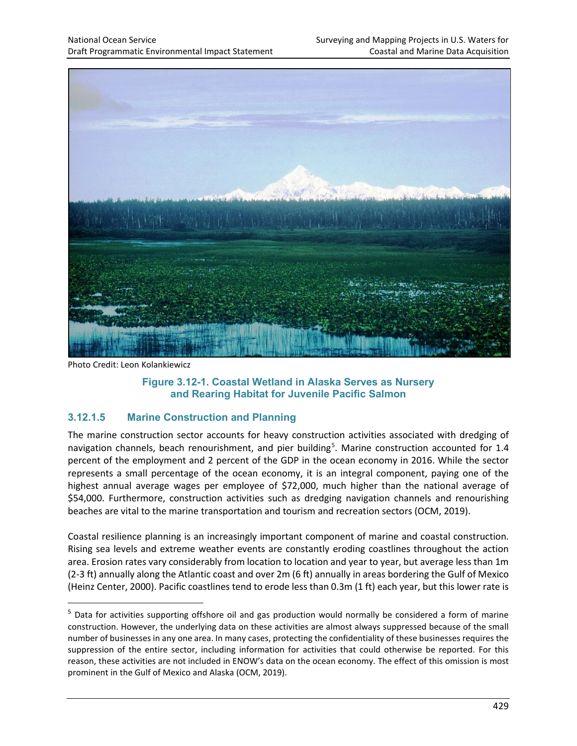Photo Credit: Leon Kolankiewicz

**Figure 3.12-1. Coastal Wetland in Alaska Serves as Nursery and Rearing Habitat for Juvenile Pacific Salmon**

### 3.12.1.5 Marine Construction and Planning

The marine construction sector accounts for heavy construction activities associated with dredging of navigation channels, beach renourishment, and pier building[5]. Marine construction accounted for 1.4 percent of the employment and 2 percent of the GDP in the ocean economy in 2016. While the sector represents a small percentage of the ocean economy, it is an integral component, paying one of the highest annual average wages per employee of $72,000, much higher than the national average of $54,000. Furthermore, construction activities such as dredging navigation channels and renourishing beaches are vital to the marine transportation and tourism and recreation sectors (OCM, 2019).

Coastal resilience planning is an increasingly important component of marine and coastal construction. Rising sea levels and extreme weather events are constantly eroding coastlines throughout the action area. Erosion rates vary considerably from location to location and year to year, but average less than 1m (2-3 ft) annually along the Atlantic coast and over 2m (6 ft) annually in areas bordering the Gulf of Mexico (Heinz Center, 2000). Pacific coastlines tend to erode less than 0.3m (1 ft) each year, but this lower rate is

[5] Data for activities supporting offshore oil and gas production would normally be considered a form of marine construction. However, the underlying data on these activities are almost always suppressed because of the small number of businesses in any one area. In many cases, protecting the confidentiality of these businesses requires the suppression of the entire sector, including information for activities that could otherwise be reported. For this reason, these activities are not included in ENOW's data on the ocean economy. The effect of this omission is most prominent in the Gulf of Mexico and Alaska (OCM, 2019).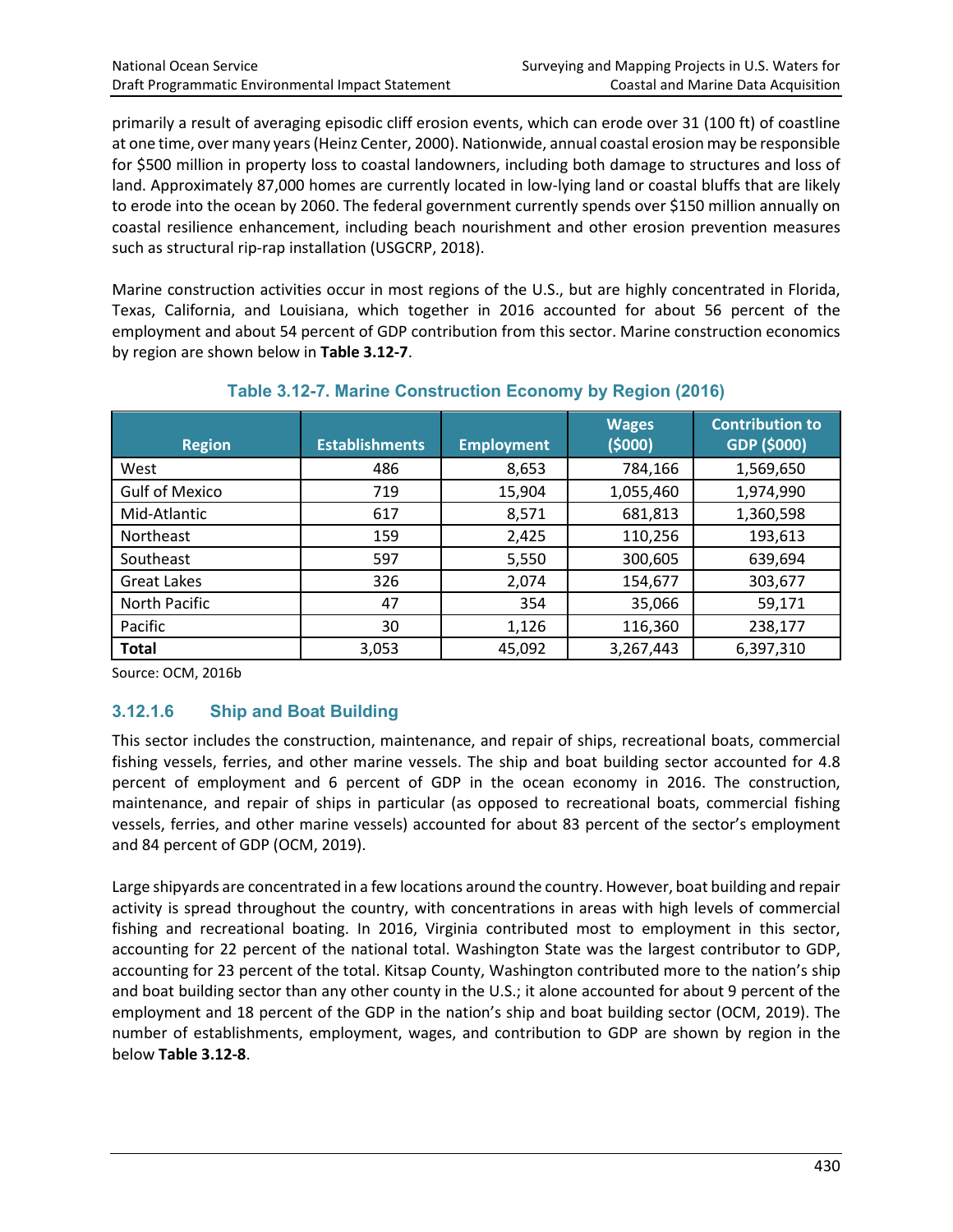primarily a result of averaging episodic cliff erosion events, which can erode over 31 (100 ft) of coastline at one time, over many years (Heinz Center, 2000). Nationwide, annual coastal erosion may be responsible for $500 million in property loss to coastal landowners, including both damage to structures and loss of land. Approximately 87,000 homes are currently located in low-lying land or coastal bluffs that are likely to erode into the ocean by 2060. The federal government currently spends over $150 million annually on coastal resilience enhancement, including beach nourishment and other erosion prevention measures such as structural rip-rap installation (USGCRP, 2018).

Marine construction activities occur in most regions of the U.S., but are highly concentrated in Florida, Texas, California, and Louisiana, which together in 2016 accounted for about 56 percent of the employment and about 54 percent of GDP contribution from this sector. Marine construction economics by region are shown below in **Table 3.12-7**.

**Table 3.12-7. Marine Construction Economy by Region (2016)**

| Region | Establishments | Employment | Wages ($000) | Contribution to GDP ($000) |
|---|---|---|---|---|
| West | 486 | 8,653 | 784,166 | 1,569,650 |
| Gulf of Mexico | 719 | 15,904 | 1,055,460 | 1,974,990 |
| Mid-Atlantic | 617 | 8,571 | 681,813 | 1,360,598 |
| Northeast | 159 | 2,425 | 110,256 | 193,613 |
| Southeast | 597 | 5,550 | 300,605 | 639,694 |
| Great Lakes | 326 | 2,074 | 154,677 | 303,677 |
| North Pacific | 47 | 354 | 35,066 | 59,171 |
| Pacific | 30 | 1,126 | 116,360 | 238,177 |
| **Total** | 3,053 | 45,092 | 3,267,443 | 6,397,310 |

Source: OCM, 2016b

### 3.12.1.6 Ship and Boat Building

This sector includes the construction, maintenance, and repair of ships, recreational boats, commercial fishing vessels, ferries, and other marine vessels. The ship and boat building sector accounted for 4.8 percent of employment and 6 percent of GDP in the ocean economy in 2016. The construction, maintenance, and repair of ships in particular (as opposed to recreational boats, commercial fishing vessels, ferries, and other marine vessels) accounted for about 83 percent of the sector's employment and 84 percent of GDP (OCM, 2019).

Large shipyards are concentrated in a few locations around the country. However, boat building and repair activity is spread throughout the country, with concentrations in areas with high levels of commercial fishing and recreational boating. In 2016, Virginia contributed most to employment in this sector, accounting for 22 percent of the national total. Washington State was the largest contributor to GDP, accounting for 23 percent of the total. Kitsap County, Washington contributed more to the nation's ship and boat building sector than any other county in the U.S.; it alone accounted for about 9 percent of the employment and 18 percent of the GDP in the nation's ship and boat building sector (OCM, 2019). The number of establishments, employment, wages, and contribution to GDP are shown by region in the below **Table 3.12-8**.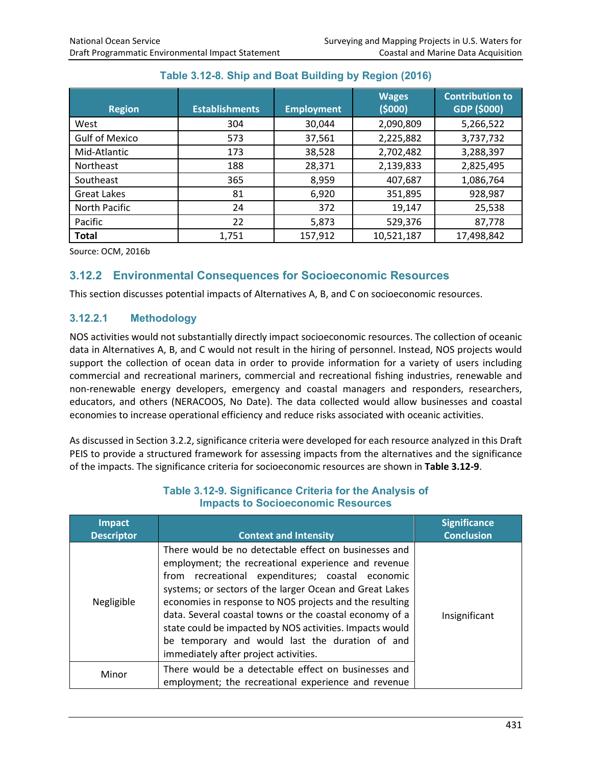**Table 3.12-8. Ship and Boat Building by Region (2016)**

| Region | Establishments | Employment | Wages ($000) | Contribution to GDP ($000) |
|---|---|---|---|---|
| West | 304 | 30,044 | 2,090,809 | 5,266,522 |
| Gulf of Mexico | 573 | 37,561 | 2,225,882 | 3,737,732 |
| Mid-Atlantic | 173 | 38,528 | 2,702,482 | 3,288,397 |
| Northeast | 188 | 28,371 | 2,139,833 | 2,825,495 |
| Southeast | 365 | 8,959 | 407,687 | 1,086,764 |
| Great Lakes | 81 | 6,920 | 351,895 | 928,987 |
| North Pacific | 24 | 372 | 19,147 | 25,538 |
| Pacific | 22 | 5,873 | 529,376 | 87,778 |
| **Total** | 1,751 | 157,912 | 10,521,187 | 17,498,842 |

Source: OCM, 2016b

## 3.12.2 Environmental Consequences for Socioeconomic Resources

This section discusses potential impacts of Alternatives A, B, and C on socioeconomic resources.

### 3.12.2.1 Methodology

NOS activities would not substantially directly impact socioeconomic resources. The collection of oceanic data in Alternatives A, B, and C would not result in the hiring of personnel. Instead, NOS projects would support the collection of ocean data in order to provide information for a variety of users including commercial and recreational mariners, commercial and recreational fishing industries, renewable and non-renewable energy developers, emergency and coastal managers and responders, researchers, educators, and others (NERACOOS, No Date). The data collected would allow businesses and coastal economies to increase operational efficiency and reduce risks associated with oceanic activities.

As discussed in Section 3.2.2, significance criteria were developed for each resource analyzed in this Draft PEIS to provide a structured framework for assessing impacts from the alternatives and the significance of the impacts. The significance criteria for socioeconomic resources are shown in **Table 3.12-9**.

**Table 3.12-9. Significance Criteria for the Analysis of Impacts to Socioeconomic Resources**

| Impact Descriptor | Context and Intensity | Significance Conclusion |
|---|---|---|
| Negligible | There would be no detectable effect on businesses and employment; the recreational experience and revenue from recreational expenditures; coastal economic systems; or sectors of the larger Ocean and Great Lakes economies in response to NOS projects and the resulting data. Several coastal towns or the coastal economy of a state could be impacted by NOS activities. Impacts would be temporary and would last the duration of and immediately after project activities. | Insignificant |
| Minor | There would be a detectable effect on businesses and employment; the recreational experience and revenue | |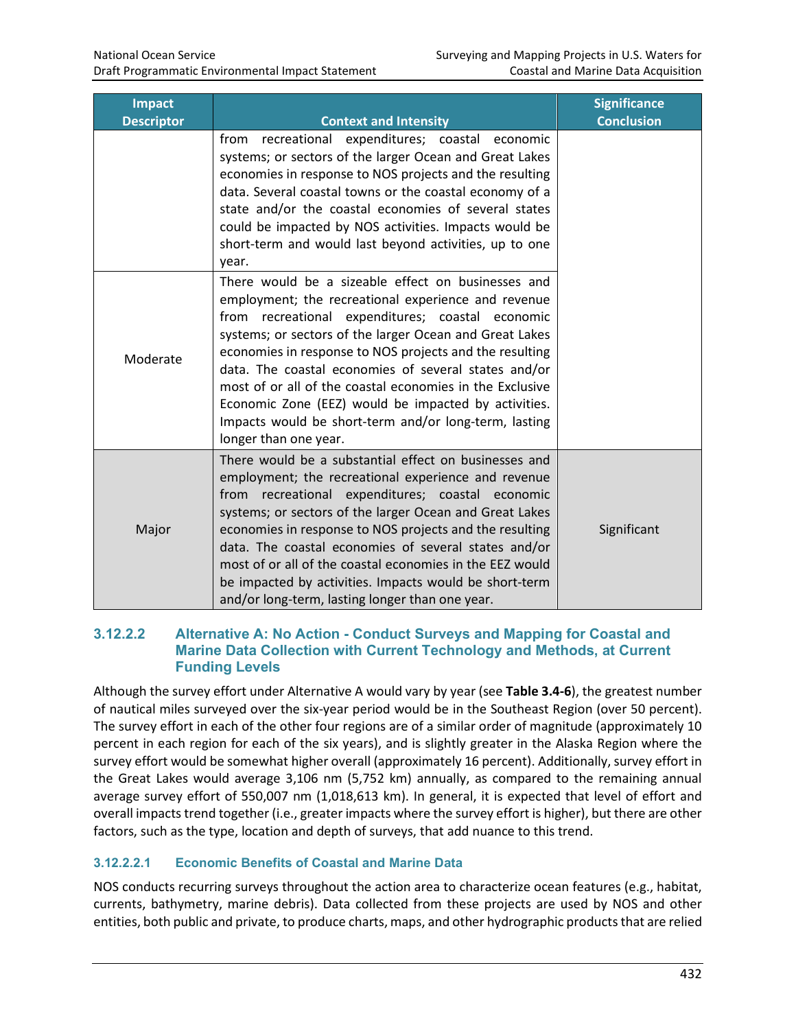| Impact Descriptor | Context and Intensity | Significance Conclusion |
|---|---|---|
| | from recreational expenditures; coastal economic systems; or sectors of the larger Ocean and Great Lakes economies in response to NOS projects and the resulting data. Several coastal towns or the coastal economy of a state and/or the coastal economies of several states could be impacted by NOS activities. Impacts would be short-term and would last beyond activities, up to one year. | |
| Moderate | There would be a sizeable effect on businesses and employment; the recreational experience and revenue from recreational expenditures; coastal economic systems; or sectors of the larger Ocean and Great Lakes economies in response to NOS projects and the resulting data. The coastal economies of several states and/or most of or all of the coastal economies in the Exclusive Economic Zone (EEZ) would be impacted by activities. Impacts would be short-term and/or long-term, lasting longer than one year. | |
| Major | There would be a substantial effect on businesses and employment; the recreational experience and revenue from recreational expenditures; coastal economic systems; or sectors of the larger Ocean and Great Lakes economies in response to NOS projects and the resulting data. The coastal economies of several states and/or most of or all of the coastal economies in the EEZ would be impacted by activities. Impacts would be short-term and/or long-term, lasting longer than one year. | Significant |

### 3.12.2.2 Alternative A: No Action - Conduct Surveys and Mapping for Coastal and Marine Data Collection with Current Technology and Methods, at Current Funding Levels

Although the survey effort under Alternative A would vary by year (see **Table 3.4-6**), the greatest number of nautical miles surveyed over the six-year period would be in the Southeast Region (over 50 percent). The survey effort in each of the other four regions are of a similar order of magnitude (approximately 10 percent in each region for each of the six years), and is slightly greater in the Alaska Region where the survey effort would be somewhat higher overall (approximately 16 percent). Additionally, survey effort in the Great Lakes would average 3,106 nm (5,752 km) annually, as compared to the remaining annual average survey effort of 550,007 nm (1,018,613 km). In general, it is expected that level of effort and overall impacts trend together (i.e., greater impacts where the survey effort is higher), but there are other factors, such as the type, location and depth of surveys, that add nuance to this trend.

#### 3.12.2.2.1 Economic Benefits of Coastal and Marine Data

NOS conducts recurring surveys throughout the action area to characterize ocean features (e.g., habitat, currents, bathymetry, marine debris). Data collected from these projects are used by NOS and other entities, both public and private, to produce charts, maps, and other hydrographic products that are relied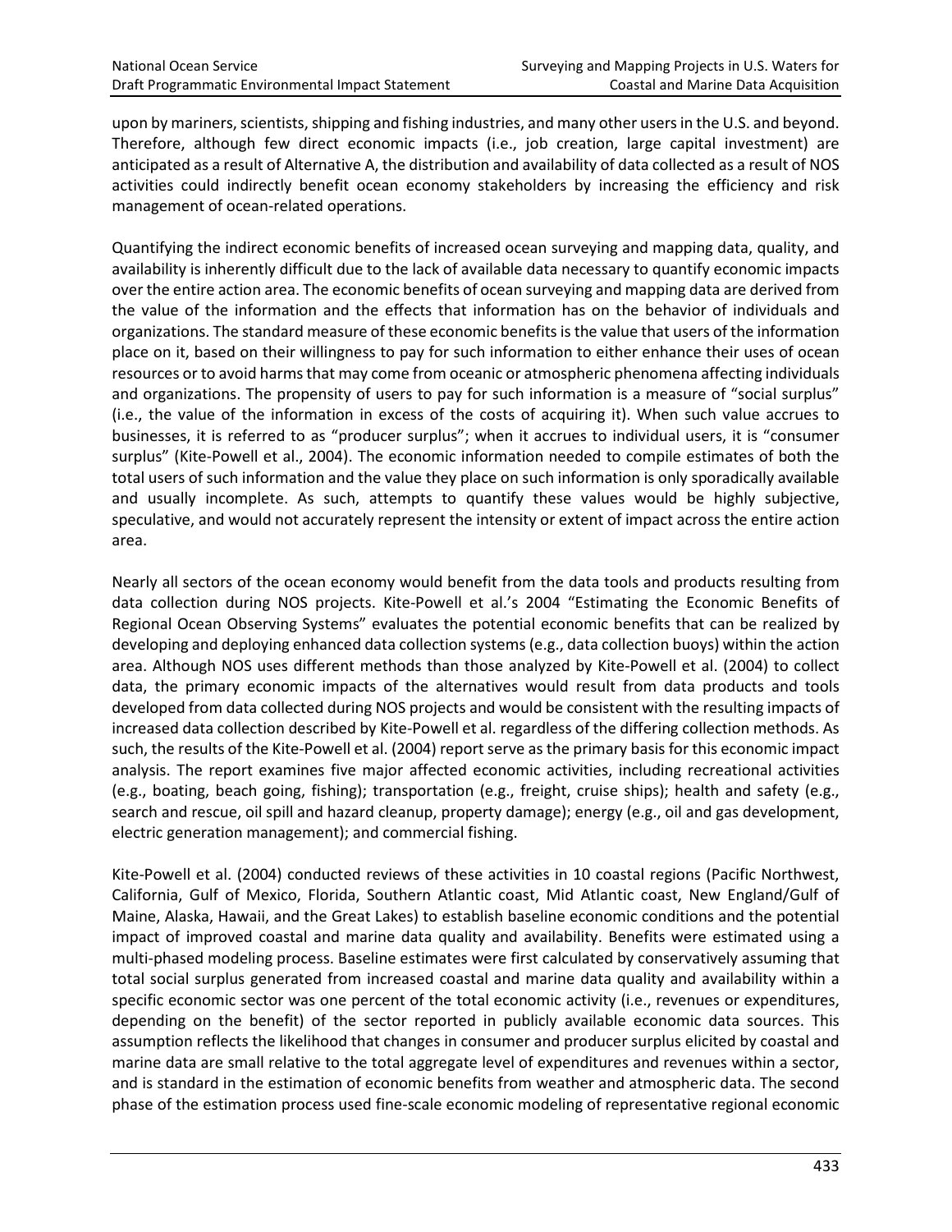upon by mariners, scientists, shipping and fishing industries, and many other users in the U.S. and beyond. Therefore, although few direct economic impacts (i.e., job creation, large capital investment) are anticipated as a result of Alternative A, the distribution and availability of data collected as a result of NOS activities could indirectly benefit ocean economy stakeholders by increasing the efficiency and risk management of ocean-related operations.

Quantifying the indirect economic benefits of increased ocean surveying and mapping data, quality, and availability is inherently difficult due to the lack of available data necessary to quantify economic impacts over the entire action area. The economic benefits of ocean surveying and mapping data are derived from the value of the information and the effects that information has on the behavior of individuals and organizations. The standard measure of these economic benefits is the value that users of the information place on it, based on their willingness to pay for such information to either enhance their uses of ocean resources or to avoid harms that may come from oceanic or atmospheric phenomena affecting individuals and organizations. The propensity of users to pay for such information is a measure of "social surplus" (i.e., the value of the information in excess of the costs of acquiring it). When such value accrues to businesses, it is referred to as "producer surplus"; when it accrues to individual users, it is "consumer surplus" (Kite-Powell et al., 2004). The economic information needed to compile estimates of both the total users of such information and the value they place on such information is only sporadically available and usually incomplete. As such, attempts to quantify these values would be highly subjective, speculative, and would not accurately represent the intensity or extent of impact across the entire action area.

Nearly all sectors of the ocean economy would benefit from the data tools and products resulting from data collection during NOS projects. Kite-Powell et al.'s 2004 "Estimating the Economic Benefits of Regional Ocean Observing Systems" evaluates the potential economic benefits that can be realized by developing and deploying enhanced data collection systems (e.g., data collection buoys) within the action area. Although NOS uses different methods than those analyzed by Kite-Powell et al. (2004) to collect data, the primary economic impacts of the alternatives would result from data products and tools developed from data collected during NOS projects and would be consistent with the resulting impacts of increased data collection described by Kite-Powell et al. regardless of the differing collection methods. As such, the results of the Kite-Powell et al. (2004) report serve as the primary basis for this economic impact analysis. The report examines five major affected economic activities, including recreational activities (e.g., boating, beach going, fishing); transportation (e.g., freight, cruise ships); health and safety (e.g., search and rescue, oil spill and hazard cleanup, property damage); energy (e.g., oil and gas development, electric generation management); and commercial fishing.

Kite-Powell et al. (2004) conducted reviews of these activities in 10 coastal regions (Pacific Northwest, California, Gulf of Mexico, Florida, Southern Atlantic coast, Mid Atlantic coast, New England/Gulf of Maine, Alaska, Hawaii, and the Great Lakes) to establish baseline economic conditions and the potential impact of improved coastal and marine data quality and availability. Benefits were estimated using a multi-phased modeling process. Baseline estimates were first calculated by conservatively assuming that total social surplus generated from increased coastal and marine data quality and availability within a specific economic sector was one percent of the total economic activity (i.e., revenues or expenditures, depending on the benefit) of the sector reported in publicly available economic data sources. This assumption reflects the likelihood that changes in consumer and producer surplus elicited by coastal and marine data are small relative to the total aggregate level of expenditures and revenues within a sector, and is standard in the estimation of economic benefits from weather and atmospheric data. The second phase of the estimation process used fine-scale economic modeling of representative regional economic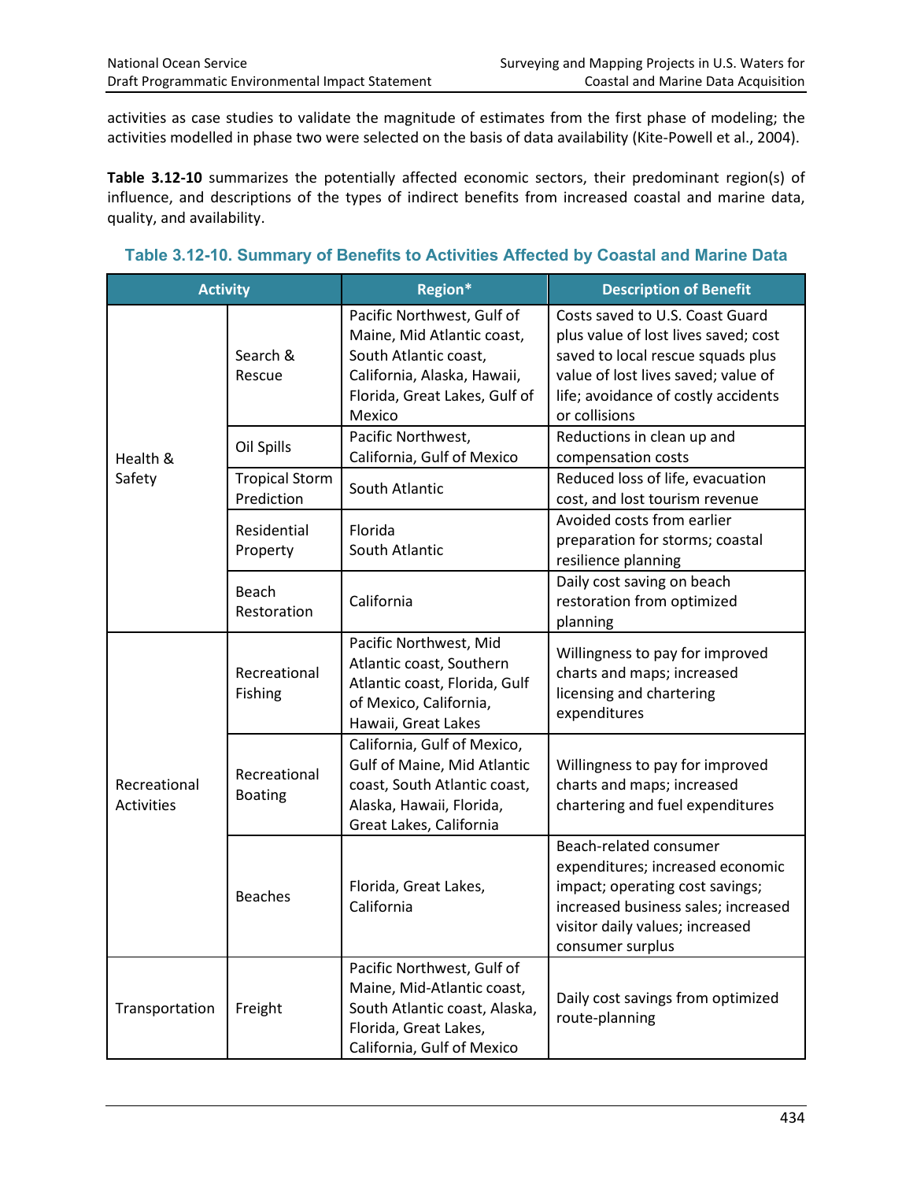activities as case studies to validate the magnitude of estimates from the first phase of modeling; the activities modelled in phase two were selected on the basis of data availability (Kite-Powell et al., 2004).

**Table 3.12-10** summarizes the potentially affected economic sectors, their predominant region(s) of influence, and descriptions of the types of indirect benefits from increased coastal and marine data, quality, and availability.

### Table 3.12-10. Summary of Benefits to Activities Affected by Coastal and Marine Data

| Activity | | Region* | Description of Benefit |
|---|---|---|---|
| Health & Safety | Search & Rescue | Pacific Northwest, Gulf of Maine, Mid Atlantic coast, South Atlantic coast, California, Alaska, Hawaii, Florida, Great Lakes, Gulf of Mexico | Costs saved to U.S. Coast Guard plus value of lost lives saved; cost saved to local rescue squads plus value of lost lives saved; value of life; avoidance of costly accidents or collisions |
| | Oil Spills | Pacific Northwest, California, Gulf of Mexico | Reductions in clean up and compensation costs |
| | Tropical Storm Prediction | South Atlantic | Reduced loss of life, evacuation cost, and lost tourism revenue |
| | Residential Property | Florida South Atlantic | Avoided costs from earlier preparation for storms; coastal resilience planning |
| | Beach Restoration | California | Daily cost saving on beach restoration from optimized planning |
| Recreational Activities | Recreational Fishing | Pacific Northwest, Mid Atlantic coast, Southern Atlantic coast, Florida, Gulf of Mexico, California, Hawaii, Great Lakes | Willingness to pay for improved charts and maps; increased licensing and chartering expenditures |
| | Recreational Boating | California, Gulf of Mexico, Gulf of Maine, Mid Atlantic coast, South Atlantic coast, Alaska, Hawaii, Florida, Great Lakes, California | Willingness to pay for improved charts and maps; increased chartering and fuel expenditures |
| | Beaches | Florida, Great Lakes, California | Beach-related consumer expenditures; increased economic impact; operating cost savings; increased business sales; increased visitor daily values; increased consumer surplus |
| Transportation | Freight | Pacific Northwest, Gulf of Maine, Mid-Atlantic coast, South Atlantic coast, Alaska, Florida, Great Lakes, California, Gulf of Mexico | Daily cost savings from optimized route-planning |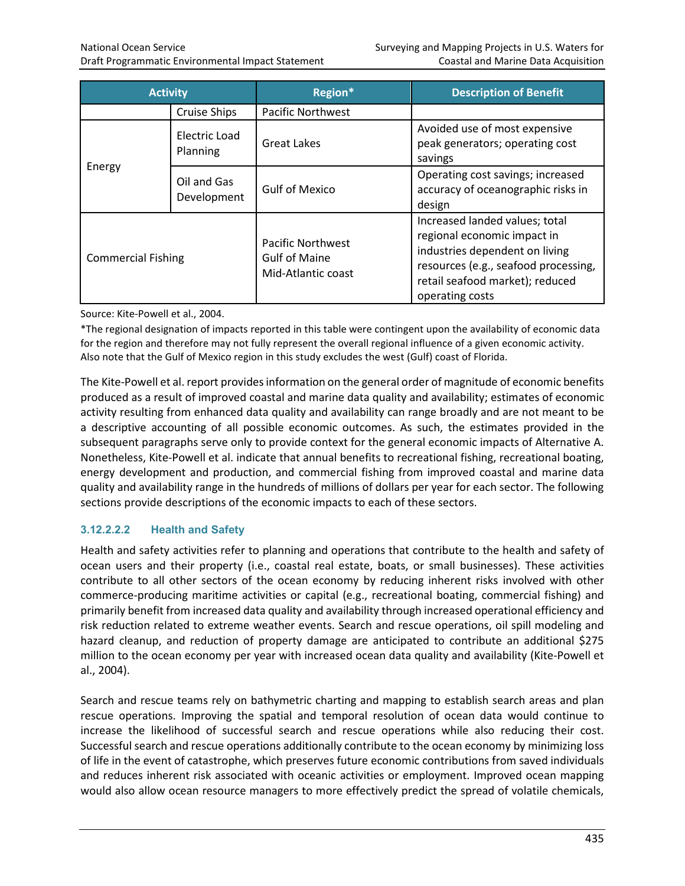| Activity | | Region* | Description of Benefit |
|---|---|---|---|
| | Cruise Ships | Pacific Northwest | |
| Energy | Electric Load Planning | Great Lakes | Avoided use of most expensive peak generators; operating cost savings |
| | Oil and Gas Development | Gulf of Mexico | Operating cost savings; increased accuracy of oceanographic risks in design |
| Commercial Fishing | | Pacific Northwest<br>Gulf of Maine<br>Mid-Atlantic coast | Increased landed values; total regional economic impact in industries dependent on living resources (e.g., seafood processing, retail seafood market); reduced operating costs |

Source: Kite-Powell et al., 2004.

*The regional designation of impacts reported in this table were contingent upon the availability of economic data for the region and therefore may not fully represent the overall regional influence of a given economic activity. Also note that the Gulf of Mexico region in this study excludes the west (Gulf) coast of Florida.

The Kite-Powell et al. report provides information on the general order of magnitude of economic benefits produced as a result of improved coastal and marine data quality and availability; estimates of economic activity resulting from enhanced data quality and availability can range broadly and are not meant to be a descriptive accounting of all possible economic outcomes. As such, the estimates provided in the subsequent paragraphs serve only to provide context for the general economic impacts of Alternative A. Nonetheless, Kite-Powell et al. indicate that annual benefits to recreational fishing, recreational boating, energy development and production, and commercial fishing from improved coastal and marine data quality and availability range in the hundreds of millions of dollars per year for each sector. The following sections provide descriptions of the economic impacts to each of these sectors.

#### 3.12.2.2.2 Health and Safety

Health and safety activities refer to planning and operations that contribute to the health and safety of ocean users and their property (i.e., coastal real estate, boats, or small businesses). These activities contribute to all other sectors of the ocean economy by reducing inherent risks involved with other commerce-producing maritime activities or capital (e.g., recreational boating, commercial fishing) and primarily benefit from increased data quality and availability through increased operational efficiency and risk reduction related to extreme weather events. Search and rescue operations, oil spill modeling and hazard cleanup, and reduction of property damage are anticipated to contribute an additional $275 million to the ocean economy per year with increased ocean data quality and availability (Kite-Powell et al., 2004).

Search and rescue teams rely on bathymetric charting and mapping to establish search areas and plan rescue operations. Improving the spatial and temporal resolution of ocean data would continue to increase the likelihood of successful search and rescue operations while also reducing their cost. Successful search and rescue operations additionally contribute to the ocean economy by minimizing loss of life in the event of catastrophe, which preserves future economic contributions from saved individuals and reduces inherent risk associated with oceanic activities or employment. Improved ocean mapping would also allow ocean resource managers to more effectively predict the spread of volatile chemicals,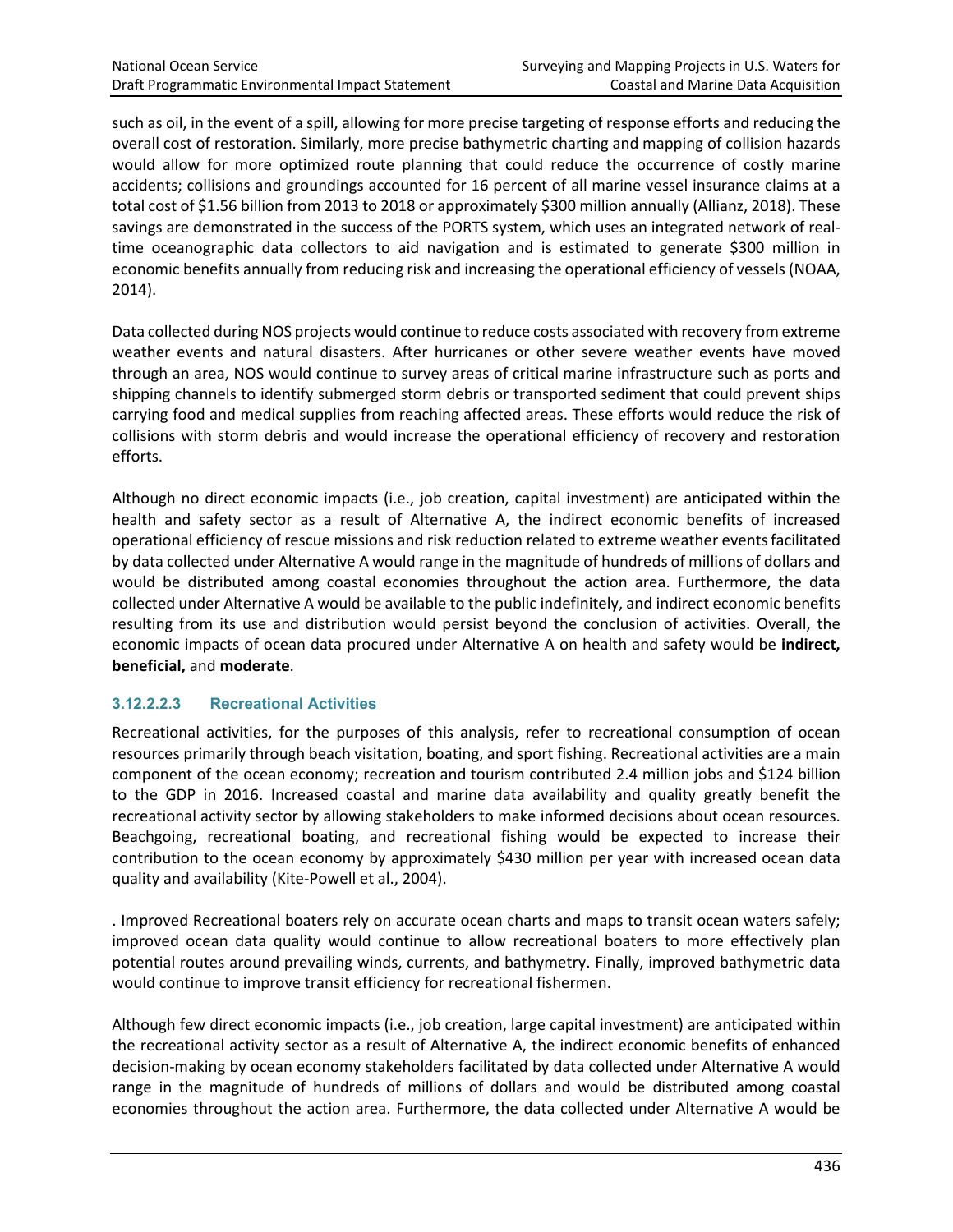such as oil, in the event of a spill, allowing for more precise targeting of response efforts and reducing the overall cost of restoration. Similarly, more precise bathymetric charting and mapping of collision hazards would allow for more optimized route planning that could reduce the occurrence of costly marine accidents; collisions and groundings accounted for 16 percent of all marine vessel insurance claims at a total cost of $1.56 billion from 2013 to 2018 or approximately $300 million annually (Allianz, 2018). These savings are demonstrated in the success of the PORTS system, which uses an integrated network of real-time oceanographic data collectors to aid navigation and is estimated to generate $300 million in economic benefits annually from reducing risk and increasing the operational efficiency of vessels (NOAA, 2014).

Data collected during NOS projects would continue to reduce costs associated with recovery from extreme weather events and natural disasters. After hurricanes or other severe weather events have moved through an area, NOS would continue to survey areas of critical marine infrastructure such as ports and shipping channels to identify submerged storm debris or transported sediment that could prevent ships carrying food and medical supplies from reaching affected areas. These efforts would reduce the risk of collisions with storm debris and would increase the operational efficiency of recovery and restoration efforts.

Although no direct economic impacts (i.e., job creation, capital investment) are anticipated within the health and safety sector as a result of Alternative A, the indirect economic benefits of increased operational efficiency of rescue missions and risk reduction related to extreme weather events facilitated by data collected under Alternative A would range in the magnitude of hundreds of millions of dollars and would be distributed among coastal economies throughout the action area. Furthermore, the data collected under Alternative A would be available to the public indefinitely, and indirect economic benefits resulting from its use and distribution would persist beyond the conclusion of activities. Overall, the economic impacts of ocean data procured under Alternative A on health and safety would be **indirect, beneficial,** and **moderate**.

#### 3.12.2.2.3 Recreational Activities

Recreational activities, for the purposes of this analysis, refer to recreational consumption of ocean resources primarily through beach visitation, boating, and sport fishing. Recreational activities are a main component of the ocean economy; recreation and tourism contributed 2.4 million jobs and $124 billion to the GDP in 2016. Increased coastal and marine data availability and quality greatly benefit the recreational activity sector by allowing stakeholders to make informed decisions about ocean resources. Beachgoing, recreational boating, and recreational fishing would be expected to increase their contribution to the ocean economy by approximately $430 million per year with increased ocean data quality and availability (Kite-Powell et al., 2004).

. Improved Recreational boaters rely on accurate ocean charts and maps to transit ocean waters safely; improved ocean data quality would continue to allow recreational boaters to more effectively plan potential routes around prevailing winds, currents, and bathymetry. Finally, improved bathymetric data would continue to improve transit efficiency for recreational fishermen.

Although few direct economic impacts (i.e., job creation, large capital investment) are anticipated within the recreational activity sector as a result of Alternative A, the indirect economic benefits of enhanced decision-making by ocean economy stakeholders facilitated by data collected under Alternative A would range in the magnitude of hundreds of millions of dollars and would be distributed among coastal economies throughout the action area. Furthermore, the data collected under Alternative A would be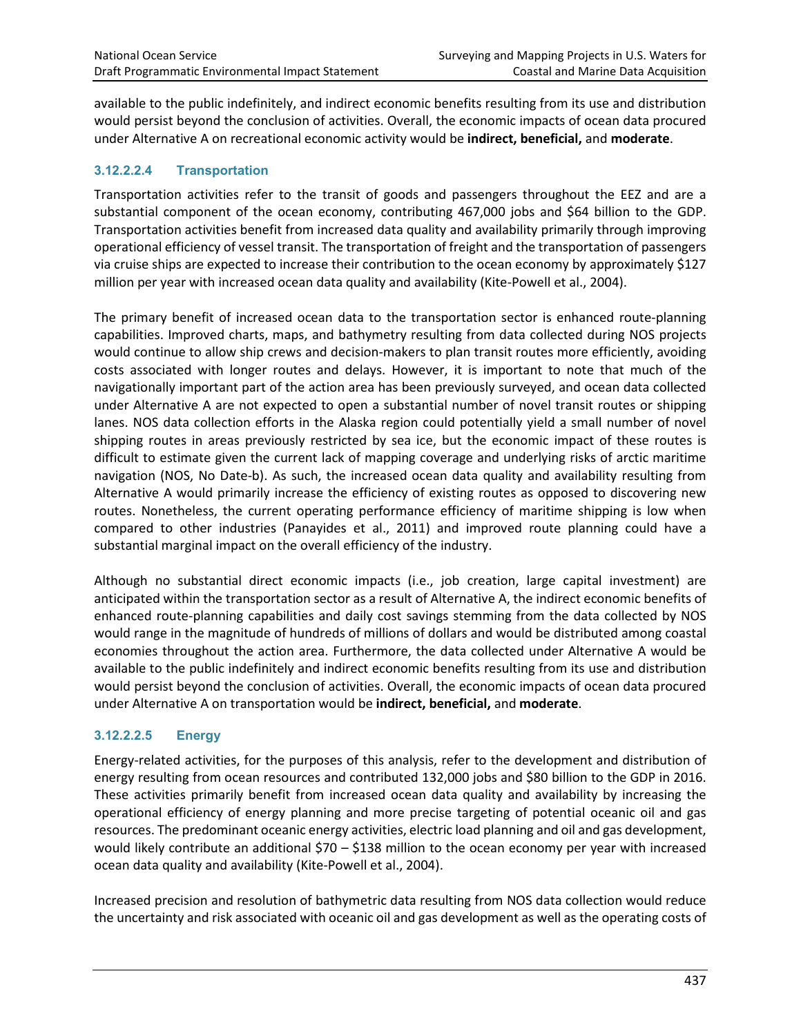available to the public indefinitely, and indirect economic benefits resulting from its use and distribution would persist beyond the conclusion of activities. Overall, the economic impacts of ocean data procured under Alternative A on recreational economic activity would be **indirect, beneficial,** and **moderate**.

#### 3.12.2.2.4 Transportation

Transportation activities refer to the transit of goods and passengers throughout the EEZ and are a substantial component of the ocean economy, contributing 467,000 jobs and $64 billion to the GDP. Transportation activities benefit from increased data quality and availability primarily through improving operational efficiency of vessel transit. The transportation of freight and the transportation of passengers via cruise ships are expected to increase their contribution to the ocean economy by approximately $127 million per year with increased ocean data quality and availability (Kite-Powell et al., 2004).

The primary benefit of increased ocean data to the transportation sector is enhanced route-planning capabilities. Improved charts, maps, and bathymetry resulting from data collected during NOS projects would continue to allow ship crews and decision-makers to plan transit routes more efficiently, avoiding costs associated with longer routes and delays. However, it is important to note that much of the navigationally important part of the action area has been previously surveyed, and ocean data collected under Alternative A are not expected to open a substantial number of novel transit routes or shipping lanes. NOS data collection efforts in the Alaska region could potentially yield a small number of novel shipping routes in areas previously restricted by sea ice, but the economic impact of these routes is difficult to estimate given the current lack of mapping coverage and underlying risks of arctic maritime navigation (NOS, No Date-b). As such, the increased ocean data quality and availability resulting from Alternative A would primarily increase the efficiency of existing routes as opposed to discovering new routes. Nonetheless, the current operating performance efficiency of maritime shipping is low when compared to other industries (Panayides et al., 2011) and improved route planning could have a substantial marginal impact on the overall efficiency of the industry.

Although no substantial direct economic impacts (i.e., job creation, large capital investment) are anticipated within the transportation sector as a result of Alternative A, the indirect economic benefits of enhanced route-planning capabilities and daily cost savings stemming from the data collected by NOS would range in the magnitude of hundreds of millions of dollars and would be distributed among coastal economies throughout the action area. Furthermore, the data collected under Alternative A would be available to the public indefinitely and indirect economic benefits resulting from its use and distribution would persist beyond the conclusion of activities. Overall, the economic impacts of ocean data procured under Alternative A on transportation would be **indirect, beneficial,** and **moderate**.

#### 3.12.2.2.5 Energy

Energy-related activities, for the purposes of this analysis, refer to the development and distribution of energy resulting from ocean resources and contributed 132,000 jobs and $80 billion to the GDP in 2016. These activities primarily benefit from increased ocean data quality and availability by increasing the operational efficiency of energy planning and more precise targeting of potential oceanic oil and gas resources. The predominant oceanic energy activities, electric load planning and oil and gas development, would likely contribute an additional $70 – $138 million to the ocean economy per year with increased ocean data quality and availability (Kite-Powell et al., 2004).

Increased precision and resolution of bathymetric data resulting from NOS data collection would reduce the uncertainty and risk associated with oceanic oil and gas development as well as the operating costs of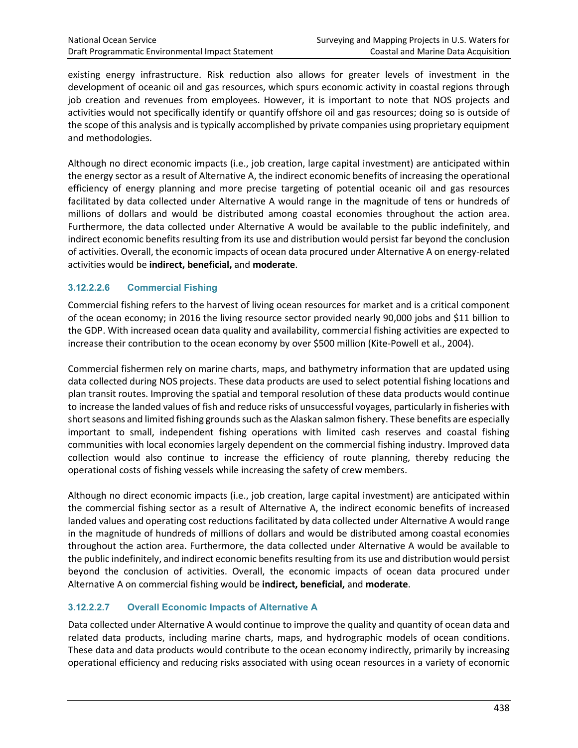existing energy infrastructure. Risk reduction also allows for greater levels of investment in the development of oceanic oil and gas resources, which spurs economic activity in coastal regions through job creation and revenues from employees. However, it is important to note that NOS projects and activities would not specifically identify or quantify offshore oil and gas resources; doing so is outside of the scope of this analysis and is typically accomplished by private companies using proprietary equipment and methodologies.

Although no direct economic impacts (i.e., job creation, large capital investment) are anticipated within the energy sector as a result of Alternative A, the indirect economic benefits of increasing the operational efficiency of energy planning and more precise targeting of potential oceanic oil and gas resources facilitated by data collected under Alternative A would range in the magnitude of tens or hundreds of millions of dollars and would be distributed among coastal economies throughout the action area. Furthermore, the data collected under Alternative A would be available to the public indefinitely, and indirect economic benefits resulting from its use and distribution would persist far beyond the conclusion of activities. Overall, the economic impacts of ocean data procured under Alternative A on energy-related activities would be **indirect, beneficial,** and **moderate**.

#### 3.12.2.2.6 Commercial Fishing

Commercial fishing refers to the harvest of living ocean resources for market and is a critical component of the ocean economy; in 2016 the living resource sector provided nearly 90,000 jobs and $11 billion to the GDP. With increased ocean data quality and availability, commercial fishing activities are expected to increase their contribution to the ocean economy by over $500 million (Kite-Powell et al., 2004).

Commercial fishermen rely on marine charts, maps, and bathymetry information that are updated using data collected during NOS projects. These data products are used to select potential fishing locations and plan transit routes. Improving the spatial and temporal resolution of these data products would continue to increase the landed values of fish and reduce risks of unsuccessful voyages, particularly in fisheries with short seasons and limited fishing grounds such as the Alaskan salmon fishery. These benefits are especially important to small, independent fishing operations with limited cash reserves and coastal fishing communities with local economies largely dependent on the commercial fishing industry. Improved data collection would also continue to increase the efficiency of route planning, thereby reducing the operational costs of fishing vessels while increasing the safety of crew members.

Although no direct economic impacts (i.e., job creation, large capital investment) are anticipated within the commercial fishing sector as a result of Alternative A, the indirect economic benefits of increased landed values and operating cost reductions facilitated by data collected under Alternative A would range in the magnitude of hundreds of millions of dollars and would be distributed among coastal economies throughout the action area. Furthermore, the data collected under Alternative A would be available to the public indefinitely, and indirect economic benefits resulting from its use and distribution would persist beyond the conclusion of activities. Overall, the economic impacts of ocean data procured under Alternative A on commercial fishing would be **indirect, beneficial,** and **moderate**.

#### 3.12.2.2.7 Overall Economic Impacts of Alternative A

Data collected under Alternative A would continue to improve the quality and quantity of ocean data and related data products, including marine charts, maps, and hydrographic models of ocean conditions. These data and data products would contribute to the ocean economy indirectly, primarily by increasing operational efficiency and reducing risks associated with using ocean resources in a variety of economic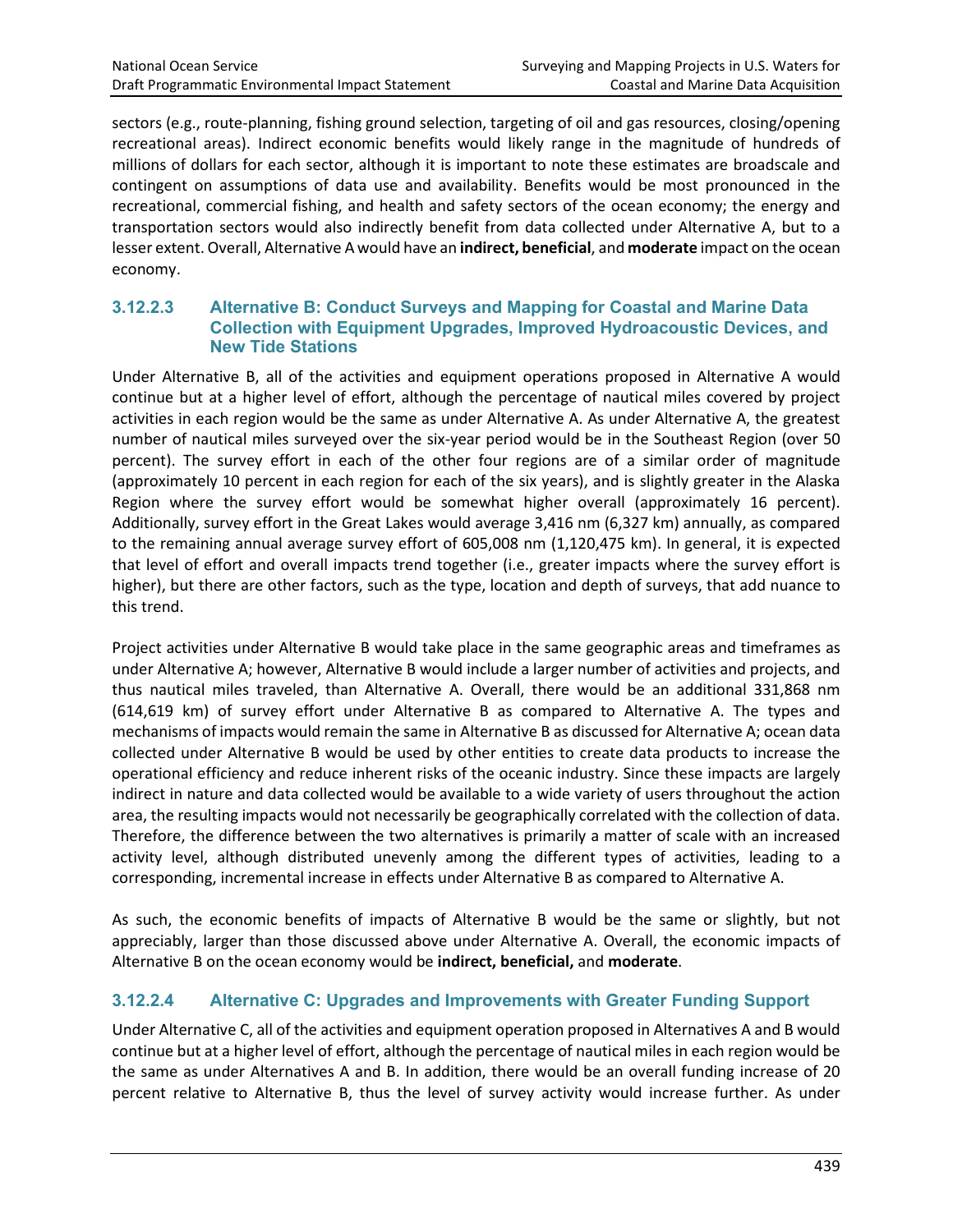sectors (e.g., route-planning, fishing ground selection, targeting of oil and gas resources, closing/opening recreational areas). Indirect economic benefits would likely range in the magnitude of hundreds of millions of dollars for each sector, although it is important to note these estimates are broadscale and contingent on assumptions of data use and availability. Benefits would be most pronounced in the recreational, commercial fishing, and health and safety sectors of the ocean economy; the energy and transportation sectors would also indirectly benefit from data collected under Alternative A, but to a lesser extent. Overall, Alternative A would have an **indirect, beneficial**, and **moderate** impact on the ocean economy.

#### 3.12.2.3 Alternative B: Conduct Surveys and Mapping for Coastal and Marine Data Collection with Equipment Upgrades, Improved Hydroacoustic Devices, and New Tide Stations

Under Alternative B, all of the activities and equipment operations proposed in Alternative A would continue but at a higher level of effort, although the percentage of nautical miles covered by project activities in each region would be the same as under Alternative A. As under Alternative A, the greatest number of nautical miles surveyed over the six-year period would be in the Southeast Region (over 50 percent). The survey effort in each of the other four regions are of a similar order of magnitude (approximately 10 percent in each region for each of the six years), and is slightly greater in the Alaska Region where the survey effort would be somewhat higher overall (approximately 16 percent). Additionally, survey effort in the Great Lakes would average 3,416 nm (6,327 km) annually, as compared to the remaining annual average survey effort of 605,008 nm (1,120,475 km). In general, it is expected that level of effort and overall impacts trend together (i.e., greater impacts where the survey effort is higher), but there are other factors, such as the type, location and depth of surveys, that add nuance to this trend.

Project activities under Alternative B would take place in the same geographic areas and timeframes as under Alternative A; however, Alternative B would include a larger number of activities and projects, and thus nautical miles traveled, than Alternative A. Overall, there would be an additional 331,868 nm (614,619 km) of survey effort under Alternative B as compared to Alternative A. The types and mechanisms of impacts would remain the same in Alternative B as discussed for Alternative A; ocean data collected under Alternative B would be used by other entities to create data products to increase the operational efficiency and reduce inherent risks of the oceanic industry. Since these impacts are largely indirect in nature and data collected would be available to a wide variety of users throughout the action area, the resulting impacts would not necessarily be geographically correlated with the collection of data. Therefore, the difference between the two alternatives is primarily a matter of scale with an increased activity level, although distributed unevenly among the different types of activities, leading to a corresponding, incremental increase in effects under Alternative B as compared to Alternative A.

As such, the economic benefits of impacts of Alternative B would be the same or slightly, but not appreciably, larger than those discussed above under Alternative A. Overall, the economic impacts of Alternative B on the ocean economy would be **indirect, beneficial,** and **moderate**.

#### 3.12.2.4 Alternative C: Upgrades and Improvements with Greater Funding Support

Under Alternative C, all of the activities and equipment operation proposed in Alternatives A and B would continue but at a higher level of effort, although the percentage of nautical miles in each region would be the same as under Alternatives A and B. In addition, there would be an overall funding increase of 20 percent relative to Alternative B, thus the level of survey activity would increase further. As under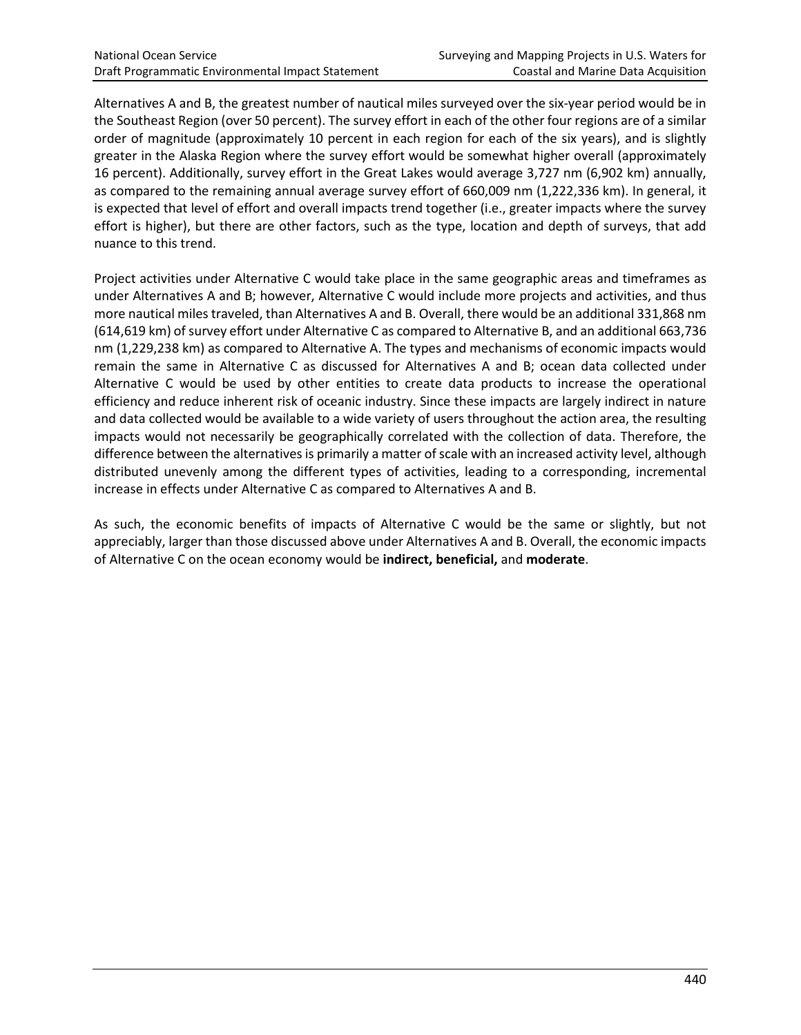Alternatives A and B, the greatest number of nautical miles surveyed over the six-year period would be in the Southeast Region (over 50 percent). The survey effort in each of the other four regions are of a similar order of magnitude (approximately 10 percent in each region for each of the six years), and is slightly greater in the Alaska Region where the survey effort would be somewhat higher overall (approximately 16 percent). Additionally, survey effort in the Great Lakes would average 3,727 nm (6,902 km) annually, as compared to the remaining annual average survey effort of 660,009 nm (1,222,336 km). In general, it is expected that level of effort and overall impacts trend together (i.e., greater impacts where the survey effort is higher), but there are other factors, such as the type, location and depth of surveys, that add nuance to this trend.

Project activities under Alternative C would take place in the same geographic areas and timeframes as under Alternatives A and B; however, Alternative C would include more projects and activities, and thus more nautical miles traveled, than Alternatives A and B. Overall, there would be an additional 331,868 nm (614,619 km) of survey effort under Alternative C as compared to Alternative B, and an additional 663,736 nm (1,229,238 km) as compared to Alternative A. The types and mechanisms of economic impacts would remain the same in Alternative C as discussed for Alternatives A and B; ocean data collected under Alternative C would be used by other entities to create data products to increase the operational efficiency and reduce inherent risk of oceanic industry. Since these impacts are largely indirect in nature and data collected would be available to a wide variety of users throughout the action area, the resulting impacts would not necessarily be geographically correlated with the collection of data. Therefore, the difference between the alternatives is primarily a matter of scale with an increased activity level, although distributed unevenly among the different types of activities, leading to a corresponding, incremental increase in effects under Alternative C as compared to Alternatives A and B.

As such, the economic benefits of impacts of Alternative C would be the same or slightly, but not appreciably, larger than those discussed above under Alternatives A and B. Overall, the economic impacts of Alternative C on the ocean economy would be **indirect, beneficial,** and **moderate**.